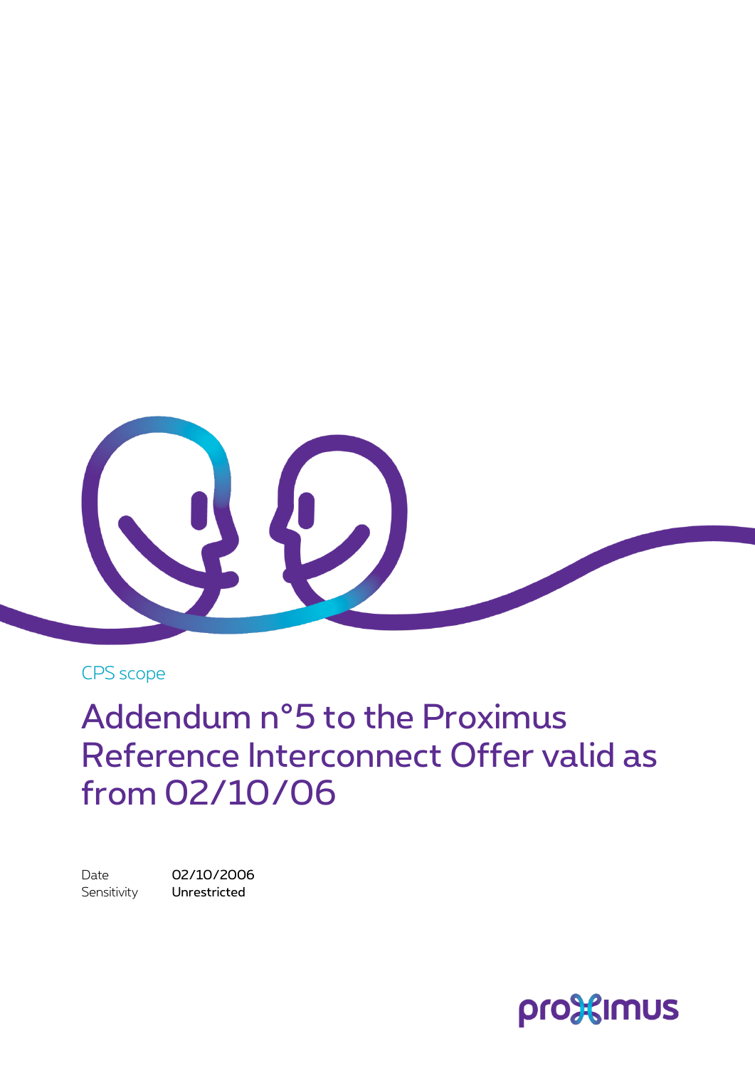CPS scope

# Addendum n°5 to the Proximus Reference Interconnect Offer valid as from 02/10/06

Date 02/10/2006

Sensitivity **Unrestricted**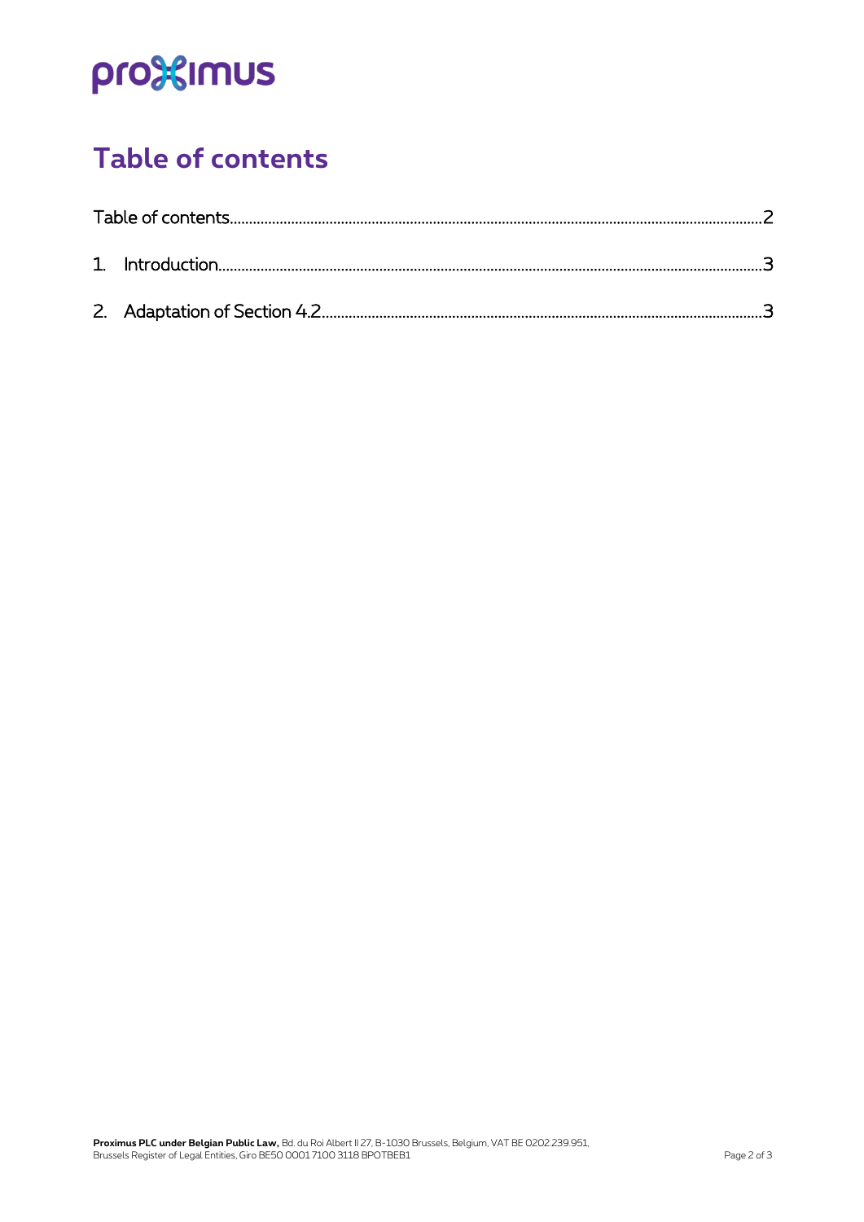# Table of contents

Table of contents....................................................................................................................................2

1. Introduction........................................................................................................................................3

2. Adaptation of Section 4.2...................................................................................................................3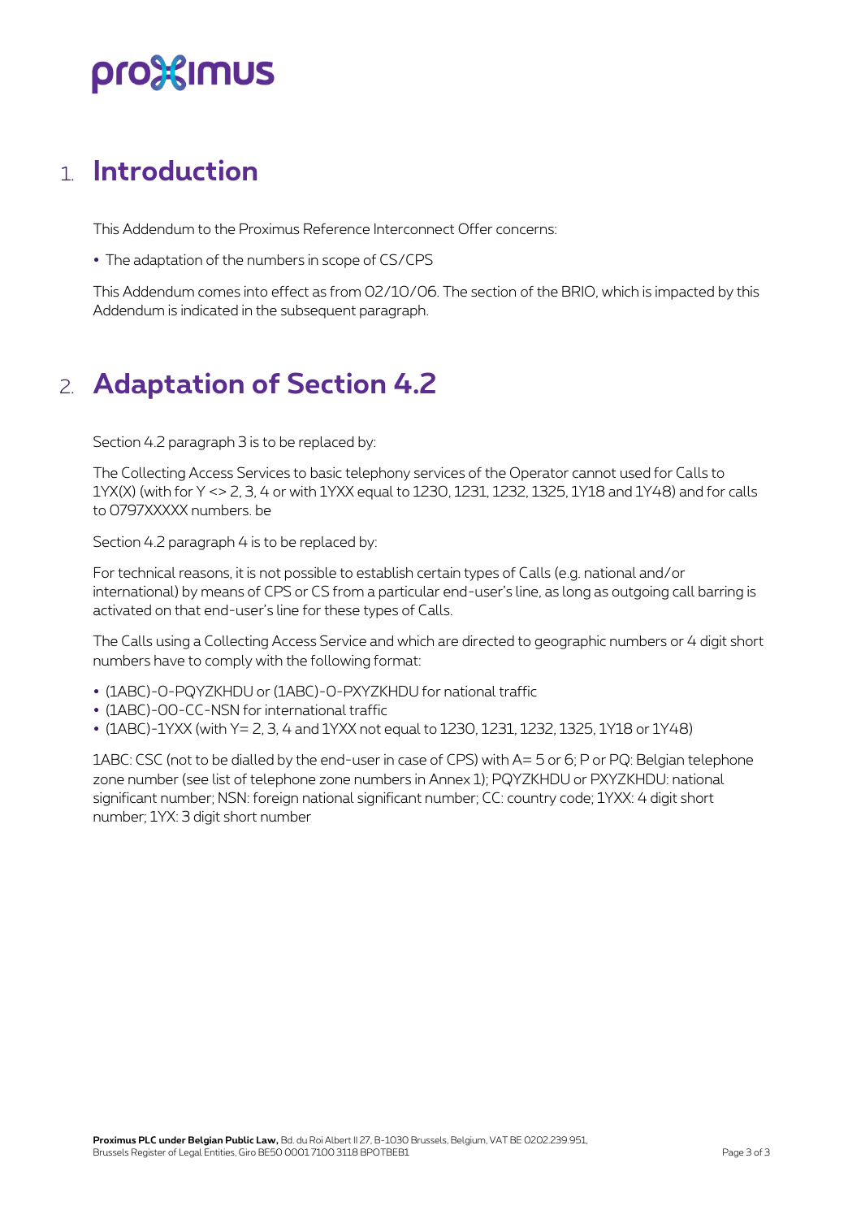# 1. Introduction

This Addendum to the Proximus Reference Interconnect Offer concerns:

- The adaptation of the numbers in scope of CS/CPS

This Addendum comes into effect as from 02/10/06. The section of the BRIO, which is impacted by this Addendum is indicated in the subsequent paragraph.

# 2. Adaptation of Section 4.2

Section 4.2 paragraph 3 is to be replaced by:

The Collecting Access Services to basic telephony services of the Operator cannot used for Calls to 1YX(X) (with for Y <> 2, 3, 4 or with 1YXX equal to 1230, 1231, 1232, 1325, 1Y18 and 1Y48) and for calls to 0797XXXXX numbers. be

Section 4.2 paragraph 4 is to be replaced by:

For technical reasons, it is not possible to establish certain types of Calls (e.g. national and/or international) by means of CPS or CS from a particular end-user's line, as long as outgoing call barring is activated on that end-user's line for these types of Calls.

The Calls using a Collecting Access Service and which are directed to geographic numbers or 4 digit short numbers have to comply with the following format:

- (1ABC)-0-PQYZKHDU or (1ABC)-0-PXYZKHDU for national traffic
- (1ABC)-00-CC-NSN for international traffic
- (1ABC)-1YXX (with Y= 2, 3, 4 and 1YXX not equal to 1230, 1231, 1232, 1325, 1Y18 or 1Y48)

1ABC: CSC (not to be dialled by the end-user in case of CPS) with A= 5 or 6; P or PQ: Belgian telephone zone number (see list of telephone zone numbers in Annex 1); PQYZKHDU or PXYZKHDU: national significant number; NSN: foreign national significant number; CC: country code; 1YXX: 4 digit short number; 1YX: 3 digit short number

Proximus PLC under Belgian Public Law, Bd. du Roi Albert II 27, B-1030 Brussels, Belgium, VAT BE 0202.239.951, Brussels Register of Legal Entities, Giro BE50 0001 7100 3118 BPOTBEB1